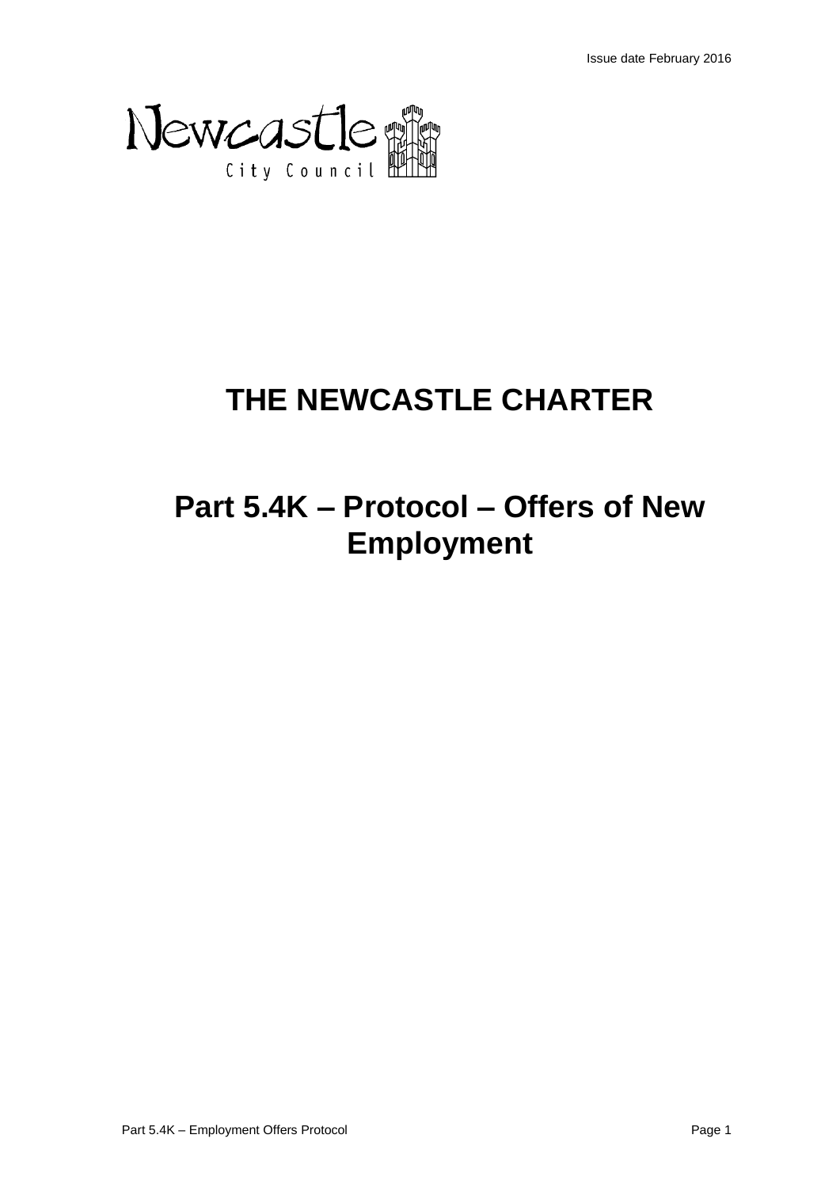Newcastle City Council

# THE NEWCASTLE CHARTER

# Part 5.4K – Protocol – Offers of New Employment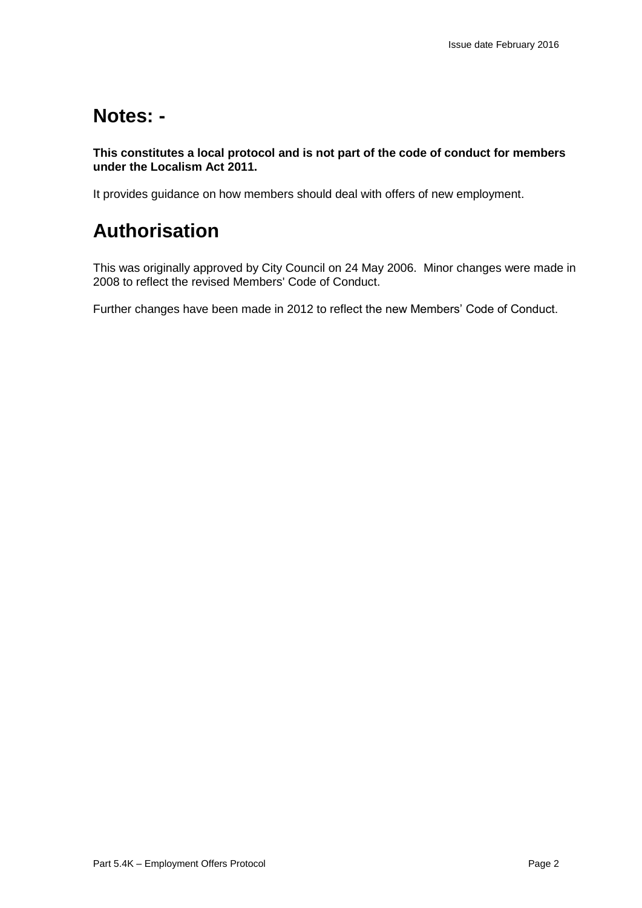# Notes: -

**This constitutes a local protocol and is not part of the code of conduct for members under the Localism Act 2011.**

It provides guidance on how members should deal with offers of new employment.

# Authorisation

This was originally approved by City Council on 24 May 2006. Minor changes were made in 2008 to reflect the revised Members' Code of Conduct.

Further changes have been made in 2012 to reflect the new Members' Code of Conduct.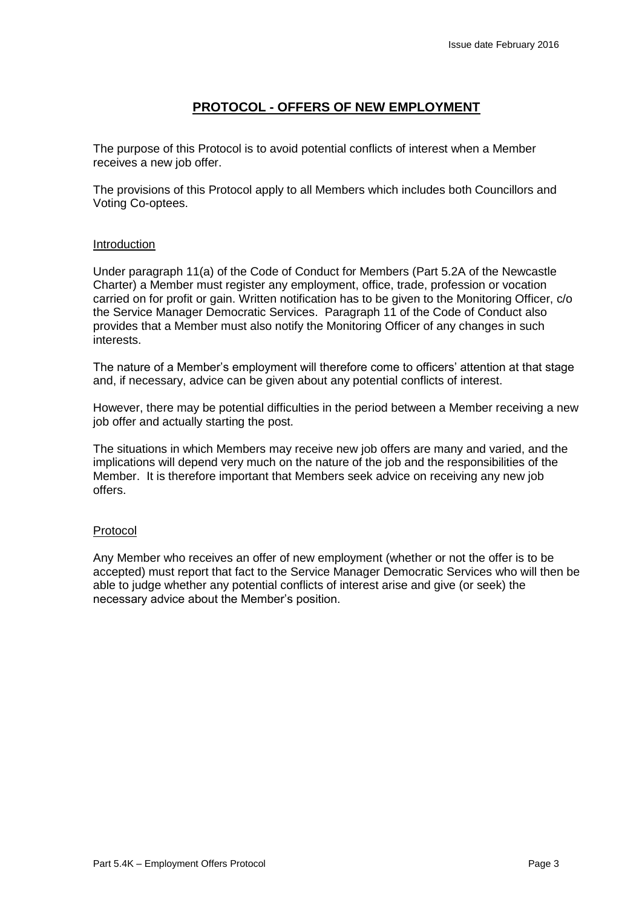Issue date February 2016

# PROTOCOL - OFFERS OF NEW EMPLOYMENT

The purpose of this Protocol is to avoid potential conflicts of interest when a Member receives a new job offer.

The provisions of this Protocol apply to all Members which includes both Councillors and Voting Co-optees.

## Introduction

Under paragraph 11(a) of the Code of Conduct for Members (Part 5.2A of the Newcastle Charter) a Member must register any employment, office, trade, profession or vocation carried on for profit or gain. Written notification has to be given to the Monitoring Officer, c/o the Service Manager Democratic Services. Paragraph 11 of the Code of Conduct also provides that a Member must also notify the Monitoring Officer of any changes in such interests.

The nature of a Member's employment will therefore come to officers' attention at that stage and, if necessary, advice can be given about any potential conflicts of interest.

However, there may be potential difficulties in the period between a Member receiving a new job offer and actually starting the post.

The situations in which Members may receive new job offers are many and varied, and the implications will depend very much on the nature of the job and the responsibilities of the Member. It is therefore important that Members seek advice on receiving any new job offers.

## Protocol

Any Member who receives an offer of new employment (whether or not the offer is to be accepted) must report that fact to the Service Manager Democratic Services who will then be able to judge whether any potential conflicts of interest arise and give (or seek) the necessary advice about the Member's position.